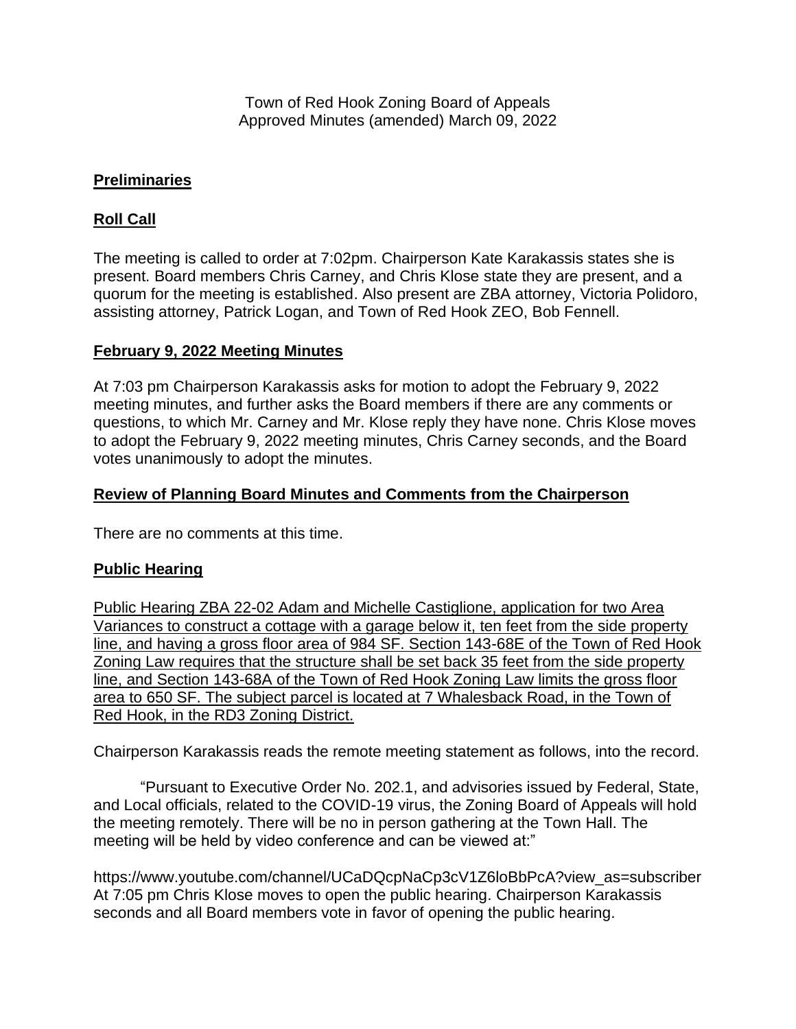Town of Red Hook Zoning Board of Appeals
Approved Minutes (amended) March 09, 2022

## Preliminaries

## Roll Call

The meeting is called to order at 7:02pm. Chairperson Kate Karakassis states she is present. Board members Chris Carney, and Chris Klose state they are present, and a quorum for the meeting is established. Also present are ZBA attorney, Victoria Polidoro, assisting attorney, Patrick Logan, and Town of Red Hook ZEO, Bob Fennell.

## February 9, 2022 Meeting Minutes

At 7:03 pm Chairperson Karakassis asks for motion to adopt the February 9, 2022 meeting minutes, and further asks the Board members if there are any comments or questions, to which Mr. Carney and Mr. Klose reply they have none. Chris Klose moves to adopt the February 9, 2022 meeting minutes, Chris Carney seconds, and the Board votes unanimously to adopt the minutes.

## Review of Planning Board Minutes and Comments from the Chairperson

There are no comments at this time.

## Public Hearing

Public Hearing ZBA 22-02 Adam and Michelle Castiglione, application for two Area Variances to construct a cottage with a garage below it, ten feet from the side property line, and having a gross floor area of 984 SF. Section 143-68E of the Town of Red Hook Zoning Law requires that the structure shall be set back 35 feet from the side property line, and Section 143-68A of the Town of Red Hook Zoning Law limits the gross floor area to 650 SF. The subject parcel is located at 7 Whalesback Road, in the Town of Red Hook, in the RD3 Zoning District.

Chairperson Karakassis reads the remote meeting statement as follows, into the record.

"Pursuant to Executive Order No. 202.1, and advisories issued by Federal, State, and Local officials, related to the COVID-19 virus, the Zoning Board of Appeals will hold the meeting remotely. There will be no in person gathering at the Town Hall. The meeting will be held by video conference and can be viewed at:"

https://www.youtube.com/channel/UCaDQcpNaCp3cV1Z6loBbPcA?view_as=subscriber
At 7:05 pm Chris Klose moves to open the public hearing. Chairperson Karakassis seconds and all Board members vote in favor of opening the public hearing.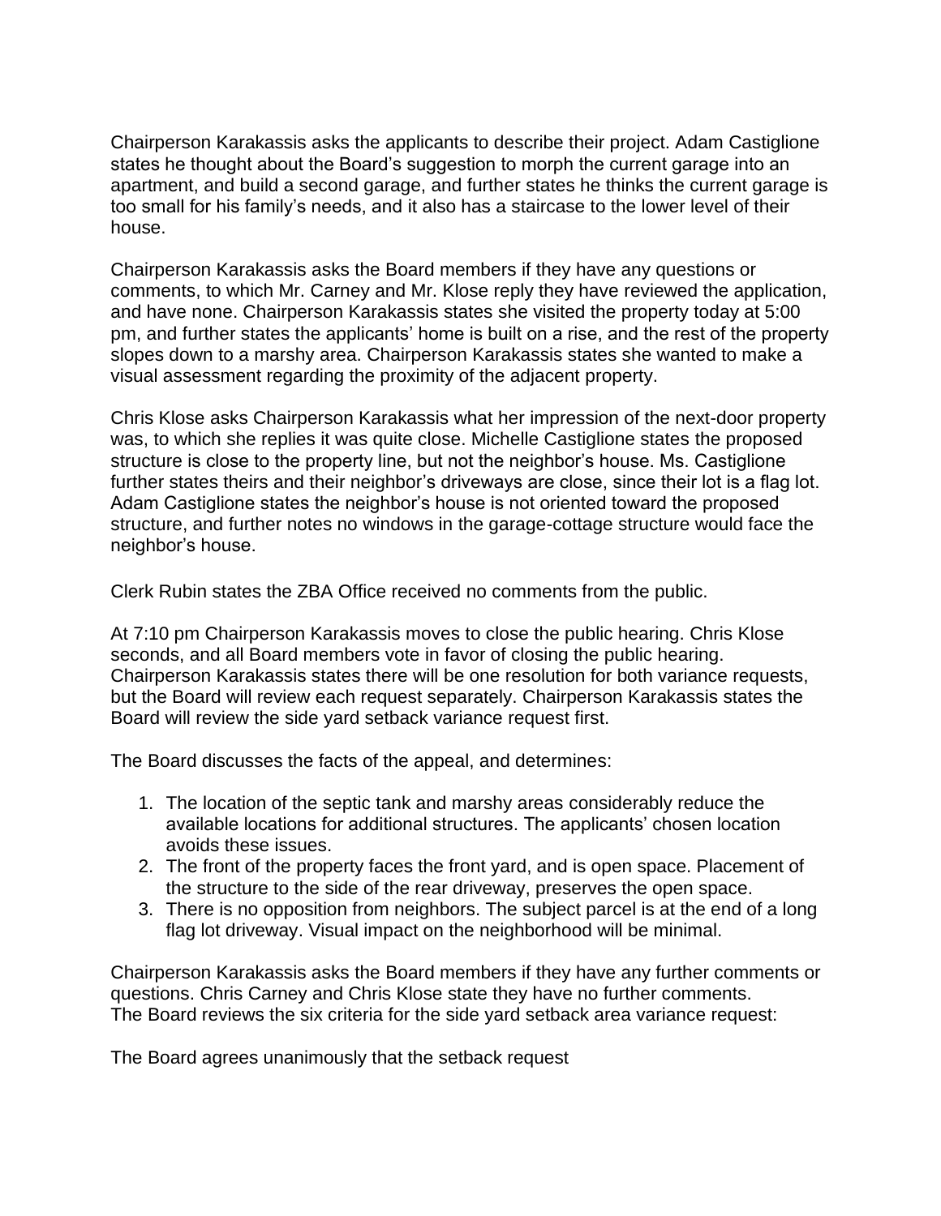Chairperson Karakassis asks the applicants to describe their project. Adam Castiglione states he thought about the Board's suggestion to morph the current garage into an apartment, and build a second garage, and further states he thinks the current garage is too small for his family's needs, and it also has a staircase to the lower level of their house.

Chairperson Karakassis asks the Board members if they have any questions or comments, to which Mr. Carney and Mr. Klose reply they have reviewed the application, and have none. Chairperson Karakassis states she visited the property today at 5:00 pm, and further states the applicants' home is built on a rise, and the rest of the property slopes down to a marshy area. Chairperson Karakassis states she wanted to make a visual assessment regarding the proximity of the adjacent property.

Chris Klose asks Chairperson Karakassis what her impression of the next-door property was, to which she replies it was quite close. Michelle Castiglione states the proposed structure is close to the property line, but not the neighbor's house. Ms. Castiglione further states theirs and their neighbor's driveways are close, since their lot is a flag lot. Adam Castiglione states the neighbor's house is not oriented toward the proposed structure, and further notes no windows in the garage-cottage structure would face the neighbor's house.

Clerk Rubin states the ZBA Office received no comments from the public.

At 7:10 pm Chairperson Karakassis moves to close the public hearing. Chris Klose seconds, and all Board members vote in favor of closing the public hearing. Chairperson Karakassis states there will be one resolution for both variance requests, but the Board will review each request separately. Chairperson Karakassis states the Board will review the side yard setback variance request first.

The Board discusses the facts of the appeal, and determines:

1. The location of the septic tank and marshy areas considerably reduce the available locations for additional structures. The applicants' chosen location avoids these issues.
2. The front of the property faces the front yard, and is open space. Placement of the structure to the side of the rear driveway, preserves the open space.
3. There is no opposition from neighbors. The subject parcel is at the end of a long flag lot driveway. Visual impact on the neighborhood will be minimal.

Chairperson Karakassis asks the Board members if they have any further comments or questions. Chris Carney and Chris Klose state they have no further comments.
The Board reviews the six criteria for the side yard setback area variance request:

The Board agrees unanimously that the setback request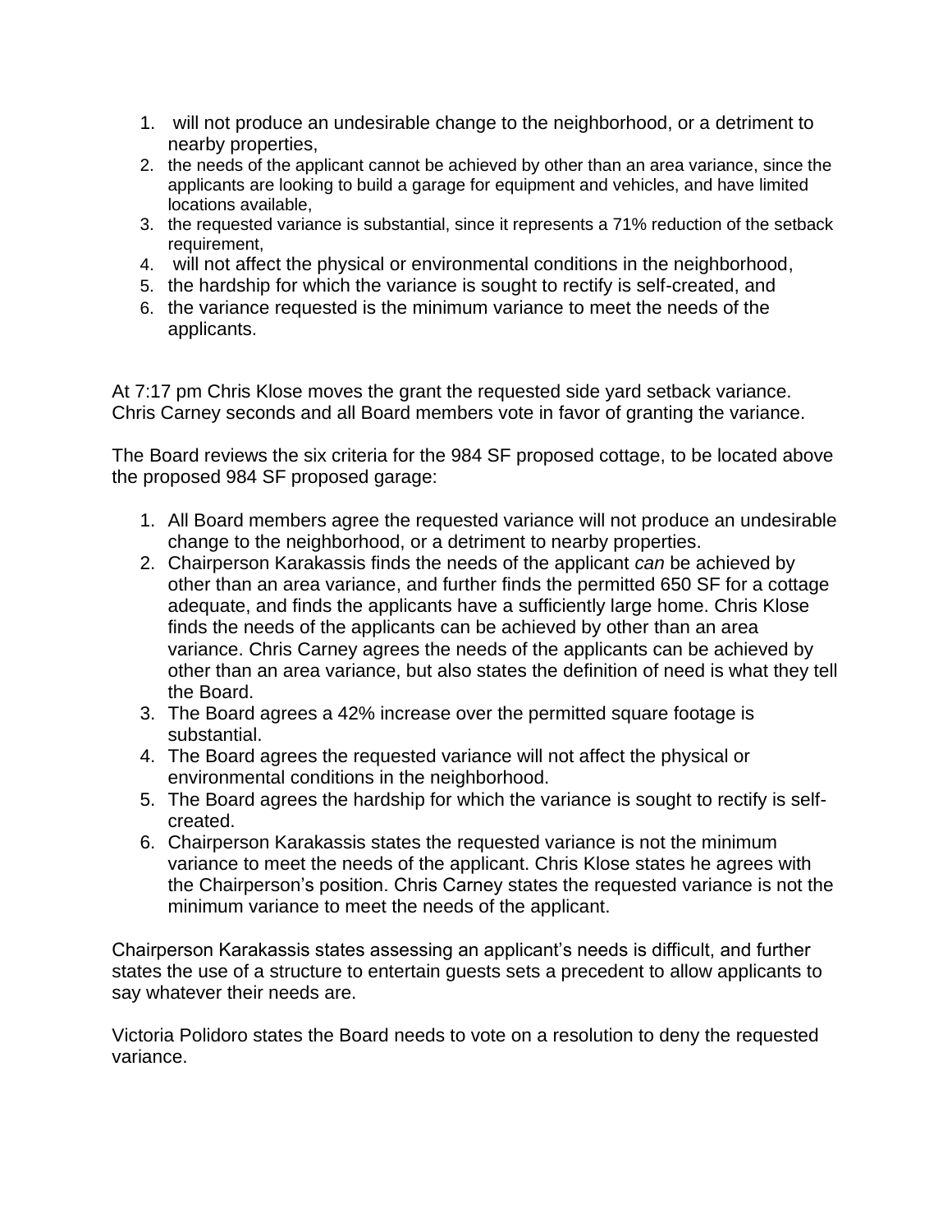1. will not produce an undesirable change to the neighborhood, or a detriment to nearby properties,
2. the needs of the applicant cannot be achieved by other than an area variance, since the applicants are looking to build a garage for equipment and vehicles, and have limited locations available,
3. the requested variance is substantial, since it represents a 71% reduction of the setback requirement,
4. will not affect the physical or environmental conditions in the neighborhood,
5. the hardship for which the variance is sought to rectify is self-created, and
6. the variance requested is the minimum variance to meet the needs of the applicants.

At 7:17 pm Chris Klose moves the grant the requested side yard setback variance. Chris Carney seconds and all Board members vote in favor of granting the variance.

The Board reviews the six criteria for the 984 SF proposed cottage, to be located above the proposed 984 SF proposed garage:

1. All Board members agree the requested variance will not produce an undesirable change to the neighborhood, or a detriment to nearby properties.
2. Chairperson Karakassis finds the needs of the applicant *can* be achieved by other than an area variance, and further finds the permitted 650 SF for a cottage adequate, and finds the applicants have a sufficiently large home. Chris Klose finds the needs of the applicants can be achieved by other than an area variance. Chris Carney agrees the needs of the applicants can be achieved by other than an area variance, but also states the definition of need is what they tell the Board.
3. The Board agrees a 42% increase over the permitted square footage is substantial.
4. The Board agrees the requested variance will not affect the physical or environmental conditions in the neighborhood.
5. The Board agrees the hardship for which the variance is sought to rectify is self-created.
6. Chairperson Karakassis states the requested variance is not the minimum variance to meet the needs of the applicant. Chris Klose states he agrees with the Chairperson's position. Chris Carney states the requested variance is not the minimum variance to meet the needs of the applicant.

Chairperson Karakassis states assessing an applicant's needs is difficult, and further states the use of a structure to entertain guests sets a precedent to allow applicants to say whatever their needs are.

Victoria Polidoro states the Board needs to vote on a resolution to deny the requested variance.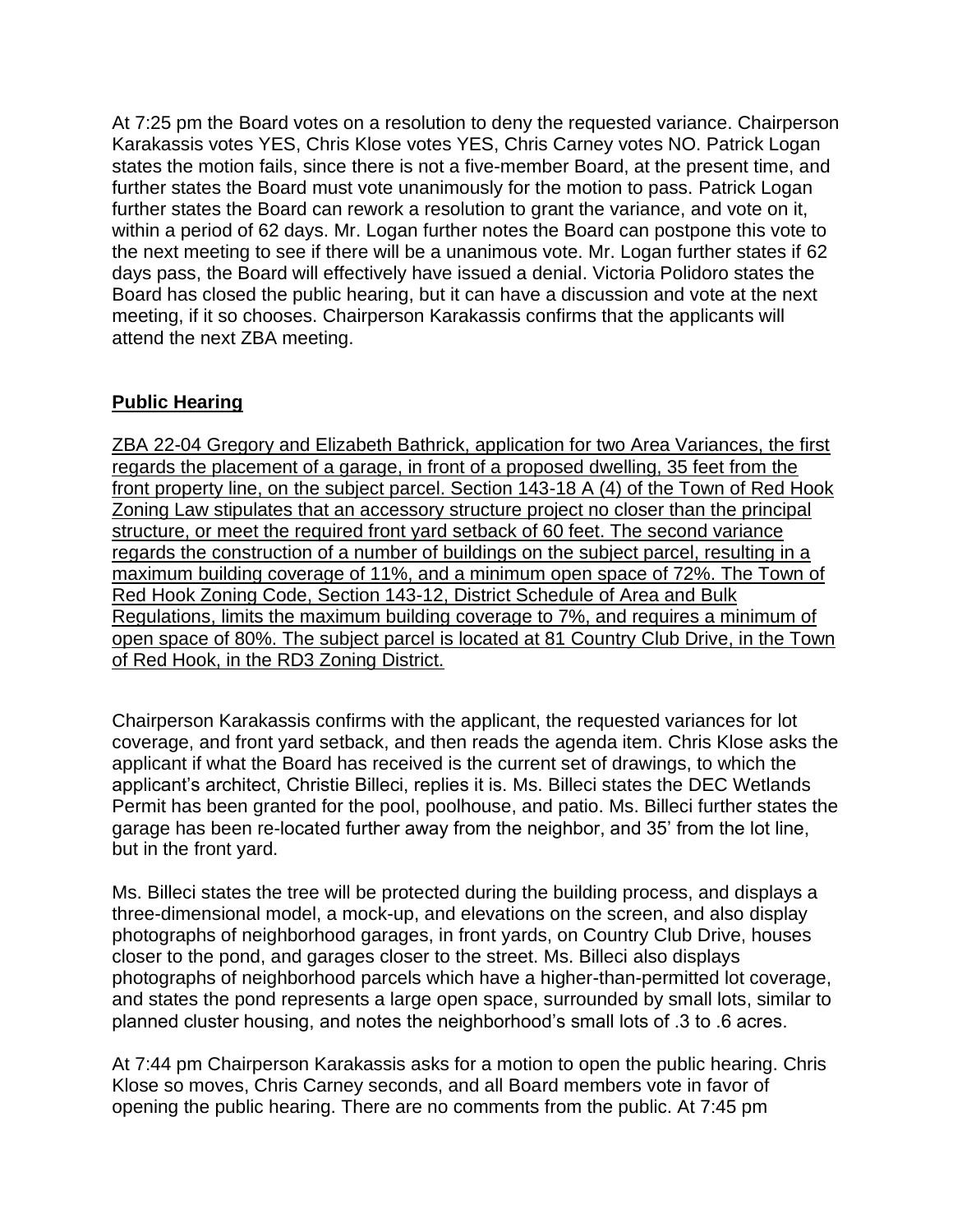At 7:25 pm the Board votes on a resolution to deny the requested variance. Chairperson Karakassis votes YES, Chris Klose votes YES, Chris Carney votes NO. Patrick Logan states the motion fails, since there is not a five-member Board, at the present time, and further states the Board must vote unanimously for the motion to pass. Patrick Logan further states the Board can rework a resolution to grant the variance, and vote on it, within a period of 62 days. Mr. Logan further notes the Board can postpone this vote to the next meeting to see if there will be a unanimous vote. Mr. Logan further states if 62 days pass, the Board will effectively have issued a denial. Victoria Polidoro states the Board has closed the public hearing, but it can have a discussion and vote at the next meeting, if it so chooses. Chairperson Karakassis confirms that the applicants will attend the next ZBA meeting.

**Public Hearing**

ZBA 22-04 Gregory and Elizabeth Bathrick, application for two Area Variances, the first regards the placement of a garage, in front of a proposed dwelling, 35 feet from the front property line, on the subject parcel. Section 143-18 A (4) of the Town of Red Hook Zoning Law stipulates that an accessory structure project no closer than the principal structure, or meet the required front yard setback of 60 feet. The second variance regards the construction of a number of buildings on the subject parcel, resulting in a maximum building coverage of 11%, and a minimum open space of 72%. The Town of Red Hook Zoning Code, Section 143-12, District Schedule of Area and Bulk Regulations, limits the maximum building coverage to 7%, and requires a minimum of open space of 80%. The subject parcel is located at 81 Country Club Drive, in the Town of Red Hook, in the RD3 Zoning District.

Chairperson Karakassis confirms with the applicant, the requested variances for lot coverage, and front yard setback, and then reads the agenda item. Chris Klose asks the applicant if what the Board has received is the current set of drawings, to which the applicant's architect, Christie Billeci, replies it is. Ms. Billeci states the DEC Wetlands Permit has been granted for the pool, poolhouse, and patio. Ms. Billeci further states the garage has been re-located further away from the neighbor, and 35' from the lot line, but in the front yard.

Ms. Billeci states the tree will be protected during the building process, and displays a three-dimensional model, a mock-up, and elevations on the screen, and also display photographs of neighborhood garages, in front yards, on Country Club Drive, houses closer to the pond, and garages closer to the street. Ms. Billeci also displays photographs of neighborhood parcels which have a higher-than-permitted lot coverage, and states the pond represents a large open space, surrounded by small lots, similar to planned cluster housing, and notes the neighborhood's small lots of .3 to .6 acres.

At 7:44 pm Chairperson Karakassis asks for a motion to open the public hearing. Chris Klose so moves, Chris Carney seconds, and all Board members vote in favor of opening the public hearing. There are no comments from the public. At 7:45 pm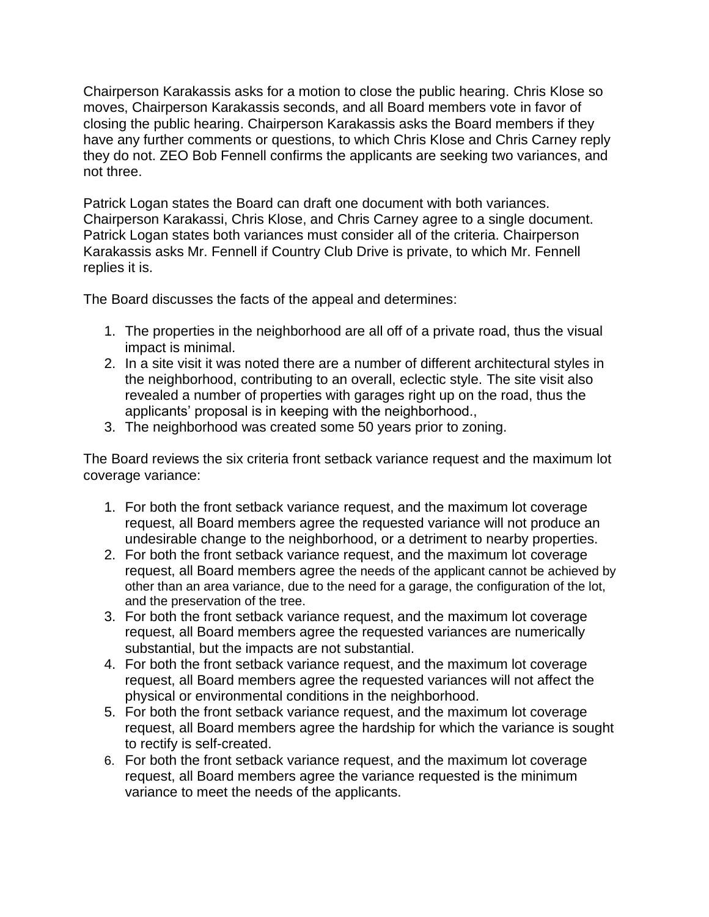Chairperson Karakassis asks for a motion to close the public hearing. Chris Klose so moves, Chairperson Karakassis seconds, and all Board members vote in favor of closing the public hearing. Chairperson Karakassis asks the Board members if they have any further comments or questions, to which Chris Klose and Chris Carney reply they do not. ZEO Bob Fennell confirms the applicants are seeking two variances, and not three.

Patrick Logan states the Board can draft one document with both variances. Chairperson Karakassi, Chris Klose, and Chris Carney agree to a single document. Patrick Logan states both variances must consider all of the criteria. Chairperson Karakassis asks Mr. Fennell if Country Club Drive is private, to which Mr. Fennell replies it is.

The Board discusses the facts of the appeal and determines:

1. The properties in the neighborhood are all off of a private road, thus the visual impact is minimal.
2. In a site visit it was noted there are a number of different architectural styles in the neighborhood, contributing to an overall, eclectic style. The site visit also revealed a number of properties with garages right up on the road, thus the applicants' proposal is in keeping with the neighborhood.,
3. The neighborhood was created some 50 years prior to zoning.

The Board reviews the six criteria front setback variance request and the maximum lot coverage variance:

1. For both the front setback variance request, and the maximum lot coverage request, all Board members agree the requested variance will not produce an undesirable change to the neighborhood, or a detriment to nearby properties.
2. For both the front setback variance request, and the maximum lot coverage request, all Board members agree the needs of the applicant cannot be achieved by other than an area variance, due to the need for a garage, the configuration of the lot, and the preservation of the tree.
3. For both the front setback variance request, and the maximum lot coverage request, all Board members agree the requested variances are numerically substantial, but the impacts are not substantial.
4. For both the front setback variance request, and the maximum lot coverage request, all Board members agree the requested variances will not affect the physical or environmental conditions in the neighborhood.
5. For both the front setback variance request, and the maximum lot coverage request, all Board members agree the hardship for which the variance is sought to rectify is self-created.
6. For both the front setback variance request, and the maximum lot coverage request, all Board members agree the variance requested is the minimum variance to meet the needs of the applicants.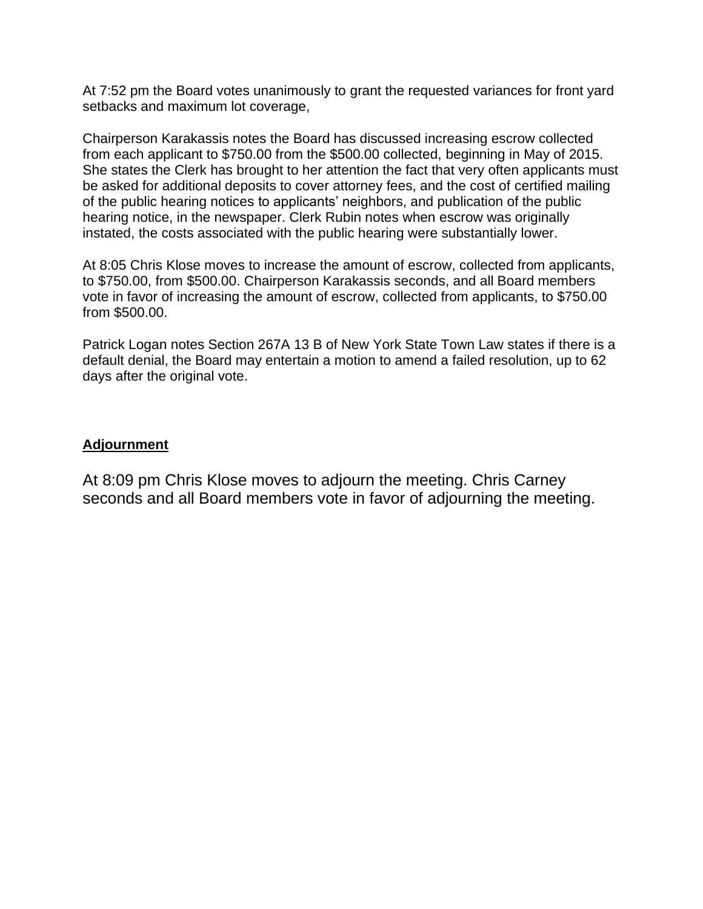At 7:52 pm the Board votes unanimously to grant the requested variances for front yard setbacks and maximum lot coverage,

Chairperson Karakassis notes the Board has discussed increasing escrow collected from each applicant to $750.00 from the $500.00 collected, beginning in May of 2015. She states the Clerk has brought to her attention the fact that very often applicants must be asked for additional deposits to cover attorney fees, and the cost of certified mailing of the public hearing notices to applicants' neighbors, and publication of the public hearing notice, in the newspaper. Clerk Rubin notes when escrow was originally instated, the costs associated with the public hearing were substantially lower.

At 8:05 Chris Klose moves to increase the amount of escrow, collected from applicants, to $750.00, from $500.00. Chairperson Karakassis seconds, and all Board members vote in favor of increasing the amount of escrow, collected from applicants, to $750.00 from $500.00.

Patrick Logan notes Section 267A 13 B of New York State Town Law states if there is a default denial, the Board may entertain a motion to amend a failed resolution, up to 62 days after the original vote.

**Adjournment**

At 8:09 pm Chris Klose moves to adjourn the meeting. Chris Carney seconds and all Board members vote in favor of adjourning the meeting.